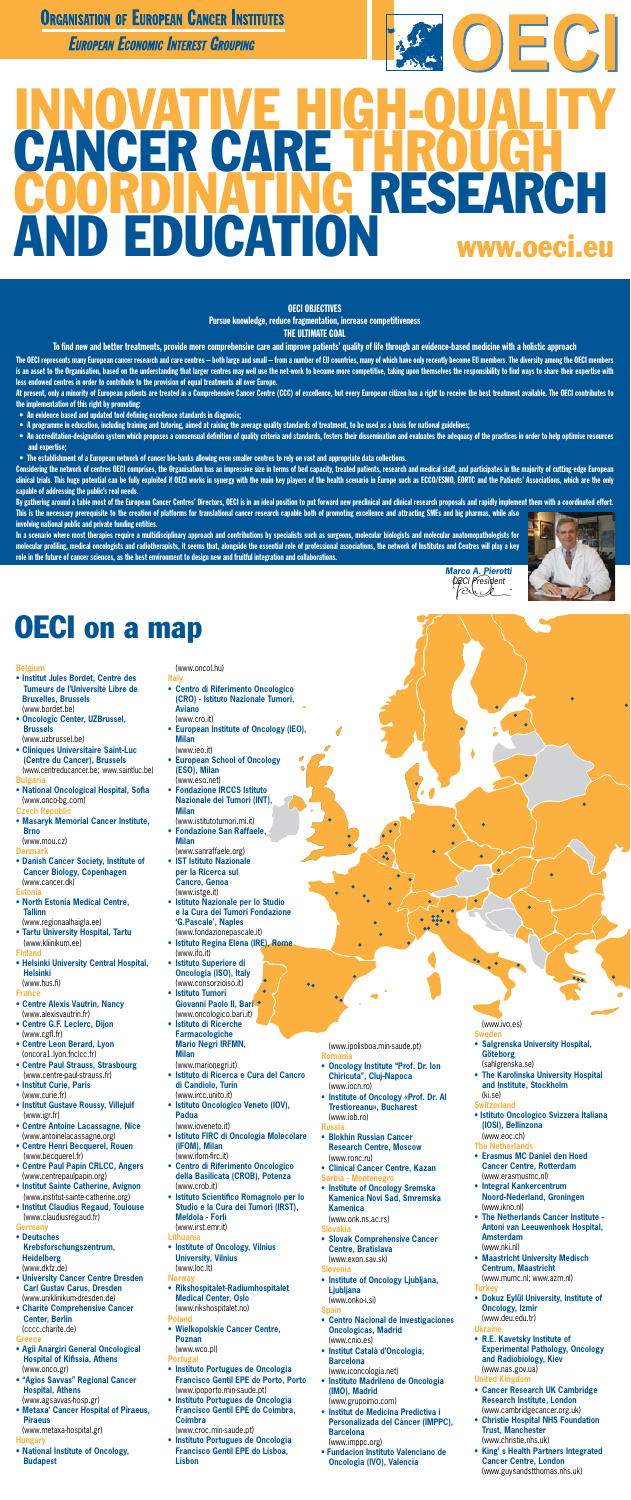**Organisation of European Cancer Institutes**

*European Economic Interest Grouping*

OECI

# INNOVATIVE HIGH-QUALITY CANCER CARE THROUGH COORDINATING RESEARCH AND EDUCATION

www.oeci.eu

**OECI OBJECTIVES**

**Pursue knowledge, reduce fragmentation, increase competitiveness**

**THE ULTIMATE GOAL**

**To find new and better treatments, provide more comprehensive care and improve patients' quality of life through an evidence-based medicine with a holistic approach**

The OECI represents many European cancer research and care centres – both large and small – from a number of EU countries, many of which have only recently become EU members. The diversity among the OECI members is an asset to the Organisation, based on the understanding that larger centres may well use the net-work to become more competitive, taking upon themselves the responsibility to find ways to share their expertise with less endowed centres in order to contribute to the provision of equal treatments all over Europe.

At present, only a minority of European patients are treated in a Comprehensive Cancer Centre (CCC) of excellence, but every European citizen has a right to receive the best treatment available. The OECI contributes to the implementation of this right by promoting:

- An evidence based and updated tool defining excellence standards in diagnosis;
- A programme in education, including training and tutoring, aimed at raising the average quality standards of treatment, to be used as a basis for national guidelines;
- An accreditation-designation system which proposes a consensual definition of quality criteria and standards, fosters their dissemination and evaluates the adequacy of the practices in order to help optimise resources and expertise;
- The establishment of a European network of cancer bio-banks allowing even smaller centres to rely on vast and appropriate data collections.

Considering the network of centres OECI comprises, the Organisation has an impressive size in terms of bed capacity, treated patients, research and medical staff, and participates in the majority of cutting-edge European clinical trials. This huge potential can be fully exploited if OECI works in synergy with the main key players of the health scenario in Europe such as ECCO/ESMO, EORTC and the Patients' Associations, which are the only capable of addressing the public's real needs.

By gathering around a table most of the European Cancer Centres' Directors, OECI is in an ideal position to put forward new preclinical and clinical research proposals and rapidly implement them with a coordinated effort. This is the necessary prerequisite to the creation of platforms for translational cancer research capable both of promoting excellence and attracting SMEs and big pharma, while also involving national public and private funding entities.

In a scenario where most therapies require a multidisciplinary approach and contributions by specialists such as surgeons, molecular biologists and molecular anatomopathologists for molecular profiling, medical oncologists and radiotherapists, it seems that, alongside the essential role of professional associations, the network of Institutes and Centres will play a key role in the future of cancer sciences, as the best environment to design new and fruitful integration and collaborations.

*Marco A. Pierotti*
*OECI President*

# OECI on a map

**Belgium**
- **Institut Jules Bordet, Centre des Tumeurs de l'Université Libre de Bruxelles, Brussels** (www.bordet.be)
- **Oncologic Center, UZBrussel, Brussels** (www.uzbrussel.be)
- **Cliniques Universitaire Saint-Luc (Centre du Cancer), Brussels** (www.centreducancer.be; www.saintluc.be)

**Bulgaria**
- **National Oncological Hospital, Sofia** (www.onco-bg.com)

**Czech Republic**
- **Masaryk Memorial Cancer Institute, Brno** (www.mou.cz)

**Denmark**
- **Danish Cancer Society, Institute of Cancer Biology, Copenhagen** (www.cancer.dk)

**Estonia**
- **North Estonia Medical Centre, Tallinn** (www.regionaalhaigla.ee)
- **Tartu University Hospital, Tartu** (www.kliinikum.ee)

**Finland**
- **Helsinki University Central Hospital, Helsinki** (www.hus.fi)

**France**
- **Centre Alexis Vautrin, Nancy** (www.alexisvautrin.fr)
- **Centre G.F. Leclerc, Dijon** (www.cgfl.fr)
- **Centre Leon Berard, Lyon** (oncora1.lyon.fnclcc.fr)
- **Centre Paul Strauss, Strasbourg** (www.centre-paul-strauss.fr)
- **Institut Curie, Paris** (www.curie.fr)
- **Institut Gustave Roussy, Villejuif** (www.igr.fr)
- **Centre Antoine Lacassagne, Nice** (www.antoinelacassagne.org)
- **Centre Henri Becquerel, Rouen** (www.becquerel.fr)
- **Centre Paul Papin CRLCC, Angers** (www.centrepaulpapin.org)
- **Institut Sainte Catherine, Avignon** (www.institut-sainte-catherine.org)
- **Institut Claudius Regaud, Toulouse** (www.claudiusregaud.fr)

**Germany**
- **Deutsches Krebsforschungszentrum, Heidelberg** (www.dkfz.de)
- **University Cancer Centre Dresden Carl Gustav Carus, Dresden** (www.uniklinikum-dresden.de)
- **Charitè Comprehensive Cancer Center, Berlin** (cccc.charite.de)

**Greece**
- **Agii Anargiri General Oncological Hospital of Kifissia, Athens** (www.onco.gr)
- **"Agios Savvas" Regional Cancer Hospital, Athens** (www.agsavvas-hosp.gr)
- **Metaxa' Cancer Hospital of Piraeus, Piraeus** (www.metaxa-hospital.gr)

**Hungary**
- **National Institute of Oncology, Budapest** (www.oncol.hu)

**Italy**
- **Centro di Riferimento Oncologico (CRO) - Istituto Nazionale Tumori, Aviano** (www.cro.it)
- **European Institute of Oncology (IEO), Milan** (www.ieo.it)
- **European School of Oncology (ESO), Milan** (www.eso.net)
- **Fondazione IRCCS Istituto Nazionale dei Tumori (INT), Milan** (www.istitutotumori.mi.it)
- **Fondazione San Raffaele, Milan** (www.sanraffaele.org)
- **IST Istituto Nazionale per la Ricerca sul Cancro, Genoa** (www.istge.it)
- **Istituto Nazionale per lo Studio e la Cura dei Tumori Fondazione 'G.Pascale', Naples** (www.fondazionepascale.it)
- **Istituto Regina Elena (IRE), Rome** (www.ifo.it)
- **Istituto Superiore di Oncologia (ISO), Italy** (www.consorzioiso.it)
- **Istituto Tumori Giovanni Paolo II, Bari** (www.oncologico.bari.it)
- **Istituto di Ricerche Farmacologiche Mario Negri IRFMN, Milan** (www.marionegri.it)
- **Istituto di Ricerca e Cura del Cancro di Candiolo, Turin** (www.ircc.unito.it)
- **Istituto Oncologico Veneto (IOV), Padua** (www.ioveneto.it)
- **Istituto FIRC di Oncologia Molecolare (IFOM), Milan** (www.ifom-firc.it)
- **Centro di Riferimento Oncologico della Basilicata (CROB), Potenza** (www.crob.it)
- **Istituto Scientifico Romagnolo per lo Studio e la Cura dei Tumori (IRST), Meldola - Forlì** (www.irst.emr.it)

**Lithuania**
- **Institute of Oncology, Vilnius University, Vilnius** (www.loc.lt)

**Norway**
- **Rikshospitalet-Radiumhospitalet Medical Center, Oslo** (www.rikshospitalet.no)

**Poland**
- **Wielkopolskie Cancer Centre, Poznan** (www.wco.pl)

**Portugal**
- **Instituto Portugues de Oncologia Francisco Gentil EPE do Porto, Porto** (www.ipoporto.min-saude.pt)
- **Instituto Portugues de Oncologia Francisco Gentil EPE do Coimbra, Coimbra** (www.croc.min-saude.pt)
- **Instituto Portugues de Oncologia Francisco Gentil EPE do Lisboa, Lisbon** (www.ipolisboa.min-saude.pt)

**Romania**
- **Oncology Institute "Prof. Dr. Ion Chiricuta", Cluj-Napoca** (www.iocn.ro)
- **Institute of Oncology «Prof. Dr. Al Trestioreanu», Bucharest** (www.iob.ro)

**Russia**
- **Blokhin Russian Cancer Research Centre, Moscow** (www.ronc.ru)
- **Clinical Cancer Centre, Kazan**

**Serbia - Montenegro**
- **Institute of Oncology Sremska Kamenica Novi Sad, Smremska Kamenica** (www.onk.ns.ac.rs)

**Slovakia**
- **Slovak Comprehensive Cancer Centre, Bratislava** (www.exon.sav.sk)

**Slovenia**
- **Institute of Oncology Ljubljana, Ljubljana** (www.onko-i.si)

**Spain**
- **Centro Nacional de Investigaciones Oncologicas, Madrid** (www.cnio.es)
- **Institut Català d'Oncologia, Barcelona** (www.iconcologia.net)
- **Instituto Madrileno de Oncologia (IMO), Madrid** (www.grupoimo.com)
- **Institut de Medicina Predictiva i Personalizada del Càncer (IMPPC), Barcelona** (www.imppc.org)
- **Fundacion Instituto Valenciano de Oncologia (IVO), Valencia** (www.ivo.es)

**Sweden**
- **Salgrenska University Hospital, Göteborg** (sahlgrenska.se)
- **The Karolinska University Hospital and Institute, Stockholm** (ki.se)

**Switzerland**
- **Istituto Oncologico Svizzera Italiana (IOSI), Bellinzona** (www.eoc.ch)

**The Netherlands**
- **Erasmus MC Daniel den Hoed Cancer Centre, Rotterdam** (www.erasmusmc.nl)
- **Integral Kankercentrum Noord-Nederland, Groningen** (www.ikno.nl)
- **The Netherlands Cancer Institute - Antoni van Leeuwenhoek Hospital, Amsterdam** (www.nki.nl)
- **Maastricht University Medisch Centrum, Maastricht** (www.mumc.nl; www.azm.nl)

**Turkey**
- **Dokuz Eylül University, Institute of Oncology, Izmir** (www.deu.edu.tr)

**Ukraine**
- **R.E. Kavetsky Institute of Experimental Pathology, Oncology and Radiobiology, Kiev** (www.nas.gov.ua)

**United Kingdom**
- **Cancer Research UK Cambridge Research Institute, London** (www.cambridgecancer.org.uk)
- **Christie Hospital NHS Foundation Trust, Manchester** (www.christie.nhs.uk)
- **King' s Health Partners Integrated Cancer Centre, London** (www.guysandstthomas.nhs.uk)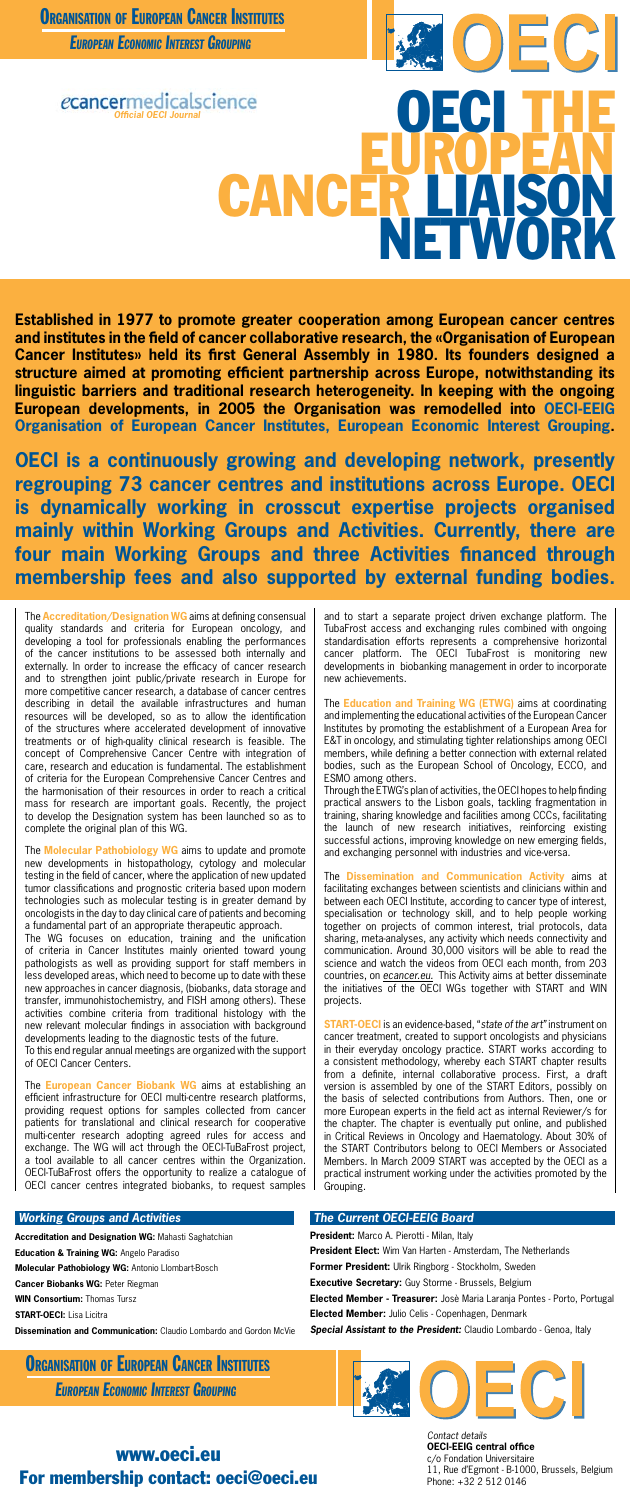**Organisation of European Cancer Institutes**

*European Economic Interest Grouping*

*ecancermedicalscience*
*Official OECI Journal*

# OECI THE EUROPEAN CANCER LIAISON NETWORK

**Established in 1977 to promote greater cooperation among European cancer centres and institutes in the field of cancer collaborative research, the «Organisation of European Cancer Institutes» held its first General Assembly in 1980. Its founders designed a structure aimed at promoting efficient partnership across Europe, notwithstanding its linguistic barriers and traditional research heterogeneity. In keeping with the ongoing European developments, in 2005 the Organisation was remodelled into OECI-EEIG Organisation of European Cancer Institutes, European Economic Interest Grouping.**

**OECI is a continuously growing and developing network, presently regrouping 73 cancer centres and institutions across Europe. OECI is dynamically working in crosscut expertise projects organised mainly within Working Groups and Activities. Currently, there are four main Working Groups and three Activities financed through membership fees and also supported by external funding bodies.**

The **Accreditation/Designation WG** aims at defining consensual quality standards and criteria for European oncology, and developing a tool for professionals enabling the performances of the cancer institutions to be assessed both internally and externally. In order to increase the efficacy of cancer research and to strengthen joint public/private research in Europe for more competitive cancer research, a database of cancer centres describing in detail the available infrastructures and human resources will be developed, so as to allow the identification of the structures where accelerated development of innovative treatments or of high-quality clinical research is feasible. The concept of Comprehensive Cancer Centre with integration of care, research and education is fundamental. The establishment of criteria for the European Comprehensive Cancer Centres and the harmonisation of their resources in order to reach a critical mass for research are important goals. Recently, the project to develop the Designation system has been launched so as to complete the original plan of this WG.

The **Molecular Pathobiology WG** aims to update and promote new developments in histopathology, cytology and molecular testing in the field of cancer, where the application of new updated tumor classifications and prognostic criteria based upon modern technologies such as molecular testing is in greater demand by oncologists in the day to day clinical care of patients and becoming a fundamental part of an appropriate therapeutic approach.
The WG focuses on education, training and the unification of criteria in Cancer Institutes mainly oriented toward young pathologists as well as providing support for staff members in less developed areas, which need to become up to date with these new approaches in cancer diagnosis, (biobanks, data storage and transfer, immunohistochemistry, and FISH among others). These activities combine criteria from traditional histology with the new relevant molecular findings in association with background developments leading to the diagnostic tests of the future.
To this end regular annual meetings are organized with the support of OECI Cancer Centers.

The **European Cancer Biobank WG** aims at establishing an efficient infrastructure for OECI multi-centre research platforms, providing request options for samples collected from cancer patients for translational and clinical research for cooperative multi-center research adopting agreed rules for access and exchange. The WG will act through the OECI-TuBaFrost project, a tool available to all cancer centres within the Organization. OECI-TuBaFrost offers the opportunity to realize a catalogue of OECI cancer centres integrated biobanks, to request samples and to start a separate project driven exchange platform. The TubaFrost access and exchanging rules combined with ongoing standardisation efforts represents a comprehensive horizontal cancer platform. The OECI TubaFrost is monitoring new developments in biobanking management in order to incorporate new achievements.

The **Education and Training WG (ETWG)** aims at coordinating and implementing the educational activities of the European Cancer Institutes by promoting the establishment of a European Area for E&T in oncology, and stimulating tighter relationships among OECI members, while defining a better connection with external related bodies, such as the European School of Oncology, ECCO, and ESMO among others.
Through the ETWG's plan of activities, the OECI hopes to help finding practical answers to the Lisbon goals, tackling fragmentation in training, sharing knowledge and facilities among CCCs, facilitating the launch of new research initiatives, reinforcing existing successful actions, improving knowledge on new emerging fields, and exchanging personnel with industries and vice-versa.

The **Dissemination and Communication Activity** aims at facilitating exchanges between scientists and clinicians within and between each OECI Institute, according to cancer type of interest, specialisation or technology skill, and to help people working together on projects of common interest, trial protocols, data sharing, meta-analyses, any activity which needs connectivity and communication. Around 30,000 visitors will be able to read the science and watch the videos from OECI each month, from 203 countries, on *ecancer.eu.* This Activity aims at better disseminate the initiatives of the OECI WGs together with START and WIN projects.

**START-OECI** is an evidence-based, "*state of the art*" instrument on cancer treatment, created to support oncologists and physicians in their everyday oncology practice. START works according to a consistent methodology, whereby each START chapter results from a definite, internal collaborative process. First, a draft version is assembled by one of the START Editors, possibly on the basis of selected contributions from Authors. Then, one or more European experts in the field act as internal Reviewer/s for the chapter. The chapter is eventually put online, and published in Critical Reviews in Oncology and Haematology. About 30% of the START Contributors belong to OECI Members or Associated Members. In March 2009 START was accepted by the OECI as a practical instrument working under the activities promoted by the Grouping.

### *Working Groups and Activities*

**Accreditation and Designation WG:** Mahasti Saghatchian
**Education & Training WG:** Angelo Paradiso
**Molecular Pathobiology WG:** Antonio Llombart-Bosch
**Cancer Biobanks WG:** Peter Riegman
**WIN Consortium:** Thomas Tursz
**START-OECI:** Lisa Licitra
**Dissemination and Communication:** Claudio Lombardo and Gordon McVie

### *The Current OECI-EEIG Board*

**President:** Marco A. Pierotti - Milan, Italy
**President Elect:** Wim Van Harten - Amsterdam, The Netherlands
**Former President:** Ulrik Ringborg - Stockholm, Sweden
**Executive Secretary:** Guy Storme - Brussels, Belgium
**Elected Member - Treasurer:** Josè Maria Laranja Pontes - Porto, Portugal
**Elected Member:** Julio Celis - Copenhagen, Denmark
***Special Assistant to the President:*** Claudio Lombardo - Genoa, Italy

**Organisation of European Cancer Institutes**
*European Economic Interest Grouping*

**www.oeci.eu**
**For membership contact: oeci@oeci.eu**

*Contact details*
**OECI-EEIG central office**
c/o Fondation Universitaire
11, Rue d'Egmont - B-1000, Brussels, Belgium
Phone: +32 2 512 0146